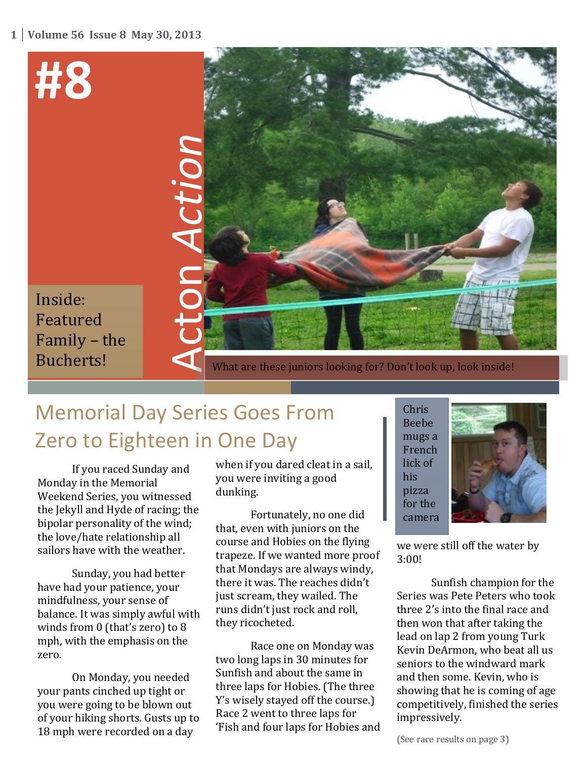# #8 Acton Action

Inside: Featured Family – the Buchert s!

What are these juniors looking for? Don't look up, look inside!

## Memorial Day Series Goes From Zero to Eighteen in One Day

If you raced Sunday and Monday in the Memorial Weekend Series, you witnessed the Jekyll and Hyde of racing; the bipolar personality of the wind; the love/hate relationship all sailors have with the weather.

Sunday, you had better have had your patience, your mindfulness, your sense of balance. It was simply awful with winds from 0 (that's zero) to 8 mph, with the emphasis on the zero.

On Monday, you needed your pants cinched up tight or you were going to be blown out of your hiking shorts. Gusts up to 18 mph were recorded on a day when if you dared cleat in a sail, you were inviting a good dunking.

Fortunately, no one did that, even with juniors on the course and Hobies on the flying trapeze. If we wanted more proof that Mondays are always windy, there it was. The reaches didn't just scream, they wailed. The runs didn't just rock and roll, they ricocheted.

Race one on Monday was two long laps in 30 minutes for Sunfish and about the same in three laps for Hobies. (The three Y's wisely stayed off the course.) Race 2 went to three laps for 'Fish and four laps for Hobies and we were still off the water by 3:00!

Chris Beebe mugs a French lick of his pizza for the camera

Sunfish champion for the Series was Pete Peters who took three 2's into the final race and then won that after taking the lead on lap 2 from young Turk Kevin DeArmon, who beat all us seniors to the windward mark and then some. Kevin, who is showing that he is coming of age competitively, finished the series impressively.

(See race results on page 3)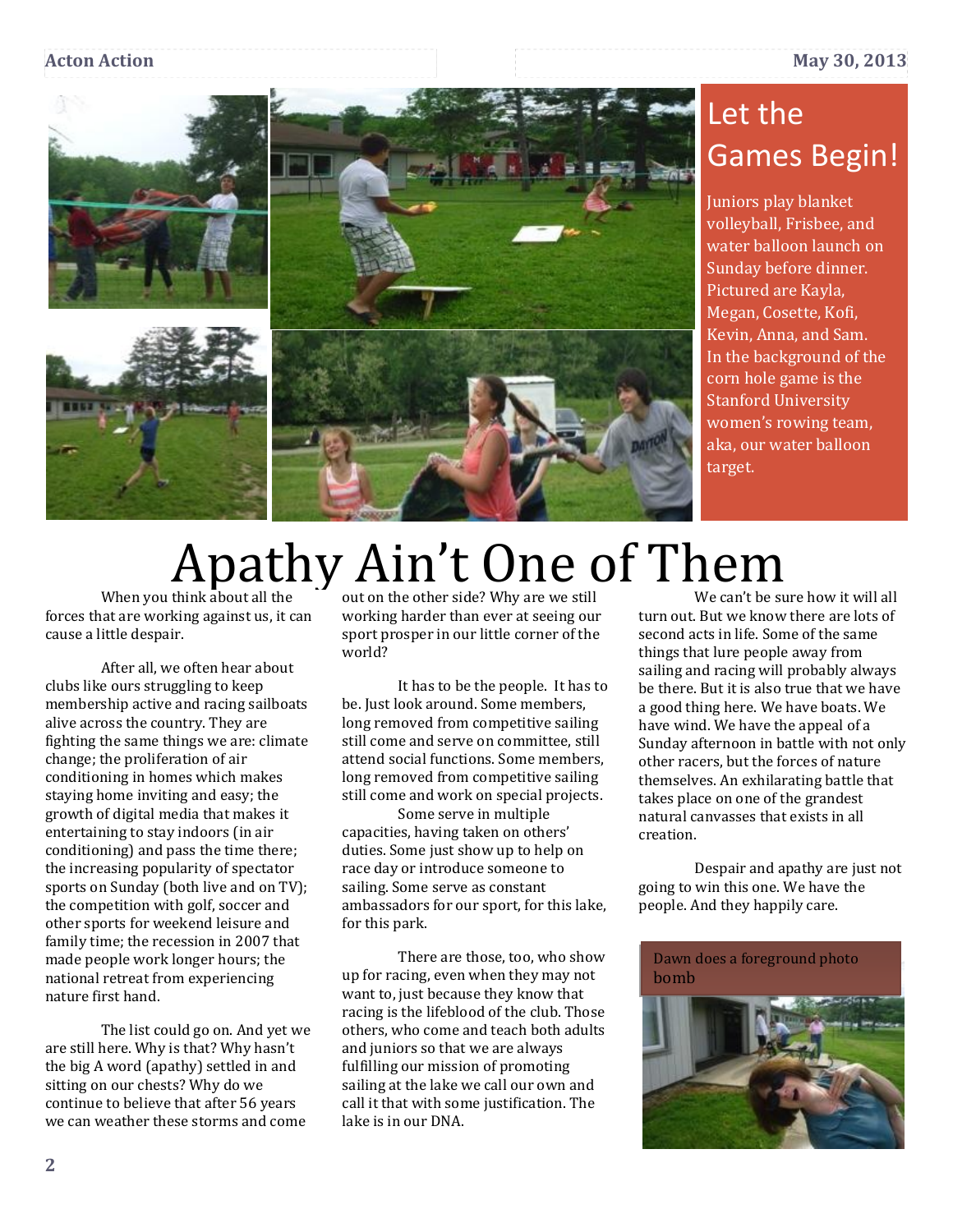## Let the Games Begin!

Juniors play blanket volleyball, Frisbee, and water balloon launch on Sunday before dinner. Pictured are Kayla, Megan, Cosette, Kofi, Kevin, Anna, and Sam. In the background of the corn hole game is the Stanford University women's rowing team, aka, our water balloon target.

# Apathy Ain't One of Them

When you think about all the forces that are working against us, it can cause a little despair.

After all, we often hear about clubs like ours struggling to keep membership active and racing sailboats alive across the country. They are fighting the same things we are: climate change; the proliferation of air conditioning in homes which makes staying home inviting and easy; the growth of digital media that makes it entertaining to stay indoors (in air conditioning) and pass the time there; the increasing popularity of spectator sports on Sunday (both live and on TV); the competition with golf, soccer and other sports for weekend leisure and family time; the recession in 2007 that made people work longer hours; the national retreat from experiencing nature first hand.

The list could go on. And yet we are still here. Why is that? Why hasn't the big A word (apathy) settled in and sitting on our chests? Why do we continue to believe that after 56 years we can weather these storms and come out on the other side? Why are we still working harder than ever at seeing our sport prosper in our little corner of the world?

It has to be the people. It has to be. Just look around. Some members, long removed from competitive sailing still come and serve on committee, still attend social functions. Some members, long removed from competitive sailing still come and work on special projects.

Some serve in multiple capacities, having taken on others' duties. Some just show up to help on race day or introduce someone to sailing. Some serve as constant ambassadors for our sport, for this lake, for this park.

There are those, too, who show up for racing, even when they may not want to, just because they know that racing is the lifeblood of the club. Those others, who come and teach both adults and juniors so that we are always fulfilling our mission of promoting sailing at the lake we call our own and call it that with some justification. The lake is in our DNA.

We can't be sure how it will all turn out. But we know there are lots of second acts in life. Some of the same things that lure people away from sailing and racing will probably always be there. But it is also true that we have a good thing here. We have boats. We have wind. We have the appeal of a Sunday afternoon in battle with not only other racers, but the forces of nature themselves. An exhilarating battle that takes place on one of the grandest natural canvasses that exists in all creation.

Despair and apathy are just not going to win this one. We have the people. And they happily care.

Dawn does a foreground photo bomb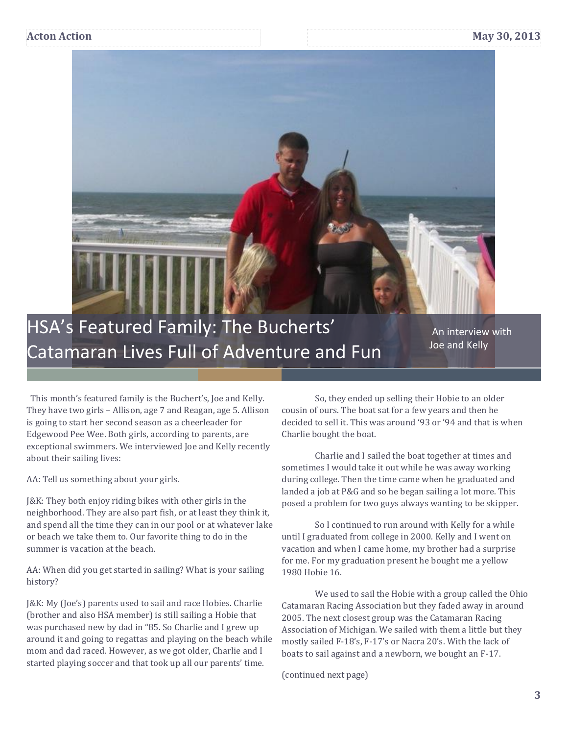# HSA's Featured Family: The Bucherts' Catamaran Lives Full of Adventure and Fun

An interview with Joe and Kelly

This month's featured family is the Buchert's, Joe and Kelly. They have two girls – Allison, age 7 and Reagan, age 5. Allison is going to start her second season as a cheerleader for Edgewood Pee Wee. Both girls, according to parents, are exceptional swimmers. We interviewed Joe and Kelly recently about their sailing lives:

AA: Tell us something about your girls.

J&K: They both enjoy riding bikes with other girls in the neighborhood. They are also part fish, or at least they think it, and spend all the time they can in our pool or at whatever lake or beach we take them to. Our favorite thing to do in the summer is vacation at the beach.

AA: When did you get started in sailing? What is your sailing history?

J&K: My (Joe's) parents used to sail and race Hobies. Charlie (brother and also HSA member) is still sailing a Hobie that was purchased new by dad in "85. So Charlie and I grew up around it and going to regattas and playing on the beach while mom and dad raced. However, as we got older, Charlie and I started playing soccer and that took up all our parents' time.

So, they ended up selling their Hobie to an older cousin of ours. The boat sat for a few years and then he decided to sell it. This was around '93 or '94 and that is when Charlie bought the boat.

Charlie and I sailed the boat together at times and sometimes I would take it out while he was away working during college. Then the time came when he graduated and landed a job at P&G and so he began sailing a lot more. This posed a problem for two guys always wanting to be skipper.

So I continued to run around with Kelly for a while until I graduated from college in 2000. Kelly and I went on vacation and when I came home, my brother had a surprise for me. For my graduation present he bought me a yellow 1980 Hobie 16.

We used to sail the Hobie with a group called the Ohio Catamaran Racing Association but they faded away in around 2005. The next closest group was the Catamaran Racing Association of Michigan. We sailed with them a little but they mostly sailed F-18's, F-17's or Nacra 20's. With the lack of boats to sail against and a newborn, we bought an F-17.

(continued next page)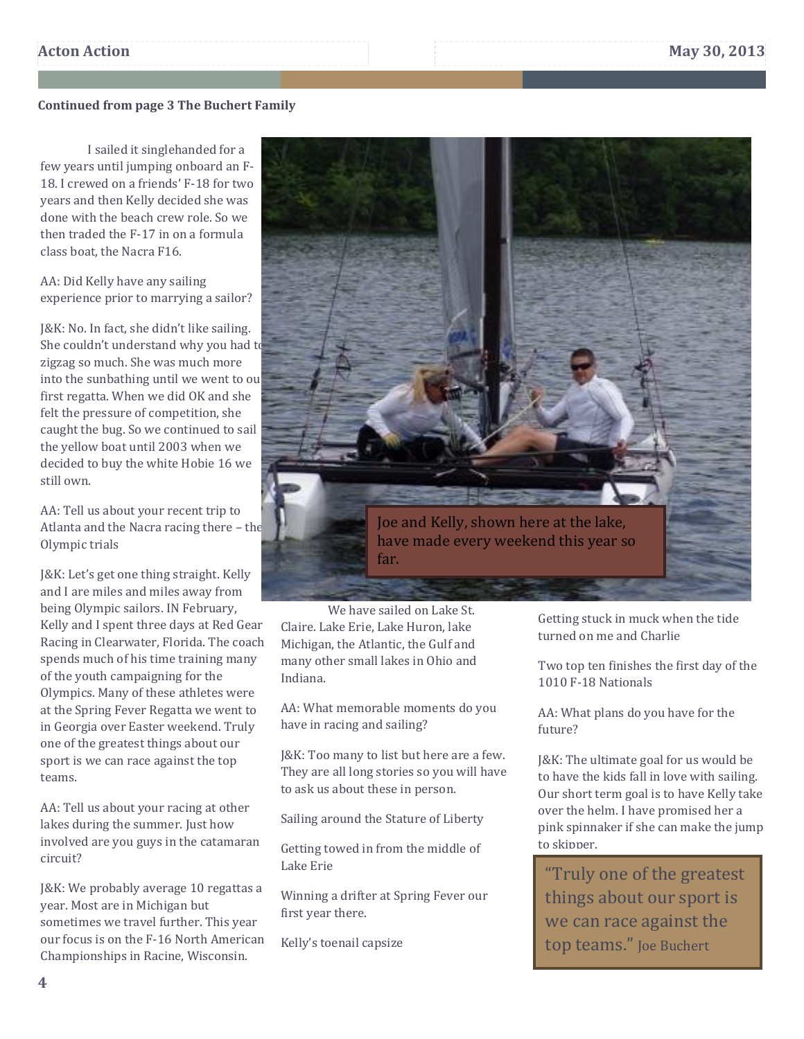**Continued from page 3 The Buchert Family**

I sailed it singlehanded for a few years until jumping onboard an F-18. I crewed on a friends' F-18 for two years and then Kelly decided she was done with the beach crew role. So we then traded the F-17 in on a formula class boat, the Nacra F16.

AA: Did Kelly have any sailing experience prior to marrying a sailor?

J&K: No. In fact, she didn't like sailing. She couldn't understand why you had to zigzag so much. She was much more into the sunbathing until we went to our first regatta. When we did OK and she felt the pressure of competition, she caught the bug. So we continued to sail the yellow boat until 2003 when we decided to buy the white Hobie 16 we still own.

AA: Tell us about your recent trip to Atlanta and the Nacra racing there – the Olympic trials

J&K: Let's get one thing straight. Kelly and I are miles and miles away from being Olympic sailors. IN February, Kelly and I spent three days at Red Gear Racing in Clearwater, Florida. The coach spends much of his time training many of the youth campaigning for the Olympics. Many of these athletes were at the Spring Fever Regatta we went to in Georgia over Easter weekend. Truly one of the greatest things about our sport is we can race against the top teams.

AA: Tell us about your racing at other lakes during the summer. Just how involved are you guys in the catamaran circuit?

J&K: We probably average 10 regattas a year. Most are in Michigan but sometimes we travel further. This year our focus is on the F-16 North American Championships in Racine, Wisconsin.

Joe and Kelly, shown here at the lake, have made every weekend this year so far.

We have sailed on Lake St. Claire. Lake Erie, Lake Huron, lake Michigan, the Atlantic, the Gulf and many other small lakes in Ohio and Indiana.

AA: What memorable moments do you have in racing and sailing?

J&K: Too many to list but here are a few. They are all long stories so you will have to ask us about these in person.

Sailing around the Stature of Liberty

Getting towed in from the middle of Lake Erie

Winning a drifter at Spring Fever our first year there.

Kelly's toenail capsize

Getting stuck in muck when the tide turned on me and Charlie

Two top ten finishes the first day of the 1010 F-18 Nationals

AA: What plans do you have for the future?

J&K: The ultimate goal for us would be to have the kids fall in love with sailing. Our short term goal is to have Kelly take over the helm. I have promised her a pink spinnaker if she can make the jump to skipper.

> "Truly one of the greatest things about our sport is we can race against the top teams." Joe Buchert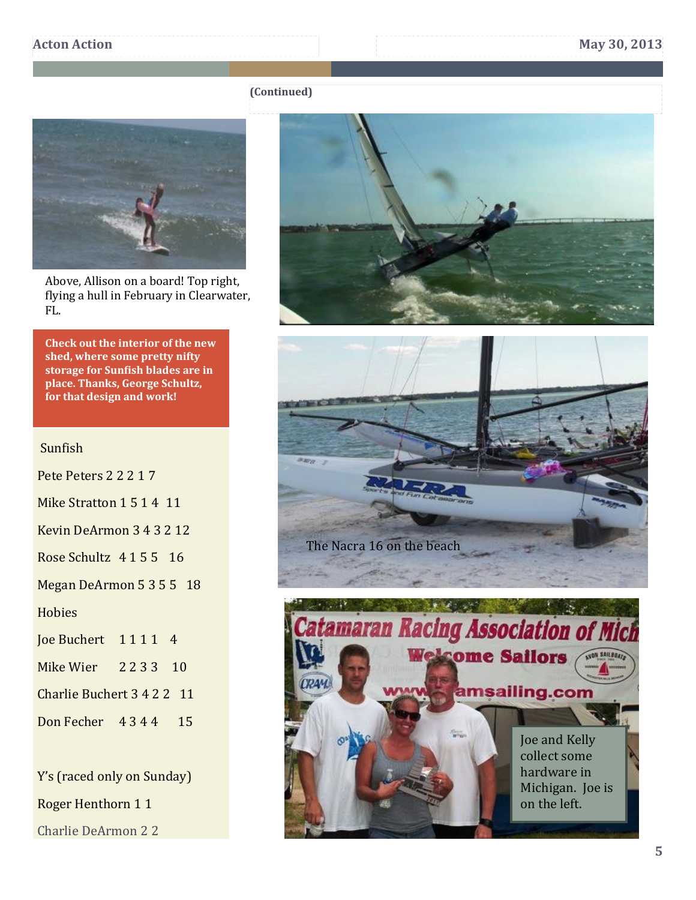(Continued)

Above, Allison on a board! Top right, flying a hull in February in Clearwater, FL.

**Check out the interior of the new shed, where some pretty nifty storage for Sunfish blades are in place. Thanks, George Schultz, for that design and work!**

Sunfish

Pete Peters 2 2 2 1 7

Mike Stratton 1 5 1 4 11

Kevin DeArmon 3 4 3 2 12

Rose Schultz 4 1 5 5 16

Megan DeArmon 5 3 5 5 18

Hobies

Joe Buchert 1 1 1 1 4

Mike Wier 2 2 3 3 10

Charlie Buchert 3 4 2 2 11

Don Fecher 4 3 4 4 15

Y's (raced only on Sunday)

Roger Henthorn 1 1

Charlie DeArmon 2 2

The Nacra 16 on the beach

Joe and Kelly collect some hardware in Michigan. Joe is on the left.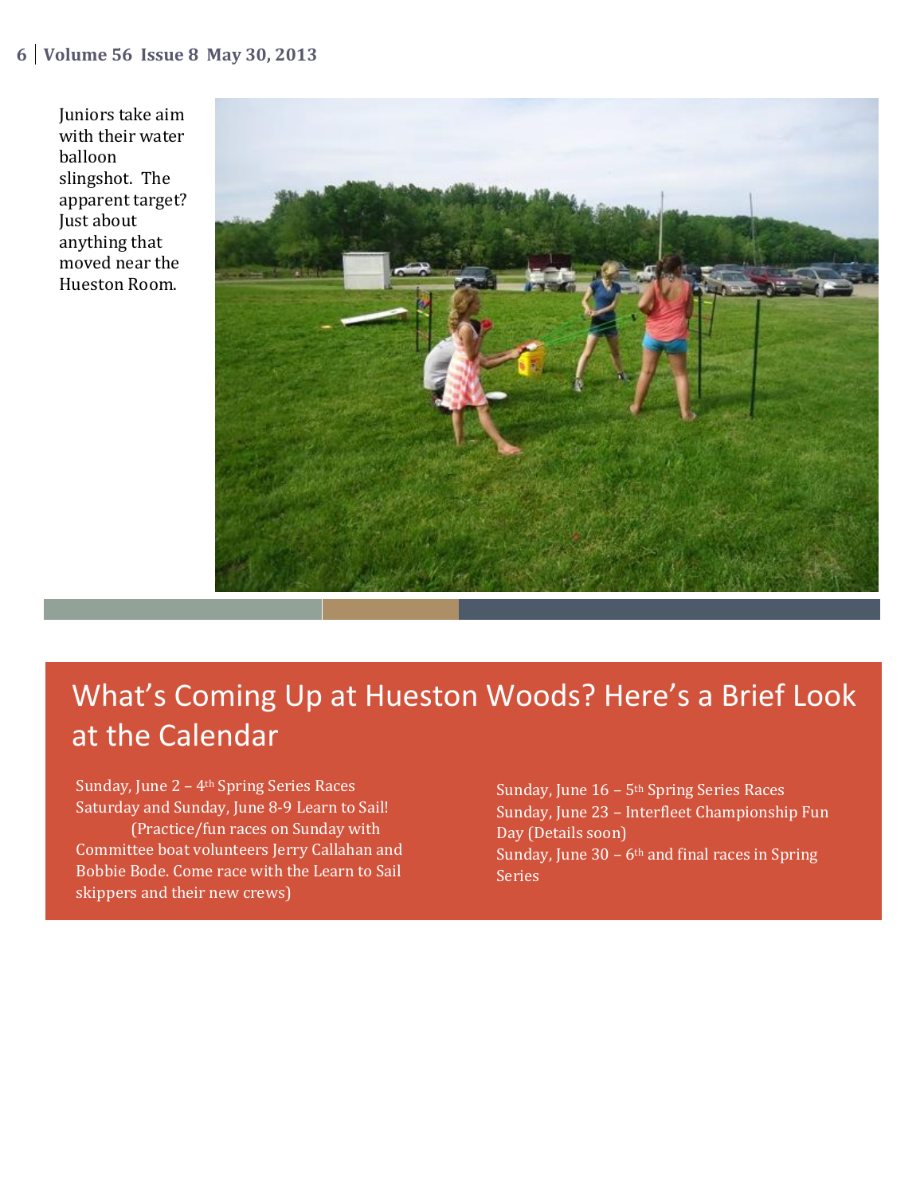Juniors take aim with their water balloon slingshot. The apparent target? Just about anything that moved near the Hueston Room.

## What's Coming Up at Hueston Woods? Here's a Brief Look at the Calendar

Sunday, June 2 – 4th Spring Series Races
Saturday and Sunday, June 8-9 Learn to Sail!
(Practice/fun races on Sunday with Committee boat volunteers Jerry Callahan and Bobbie Bode. Come race with the Learn to Sail skippers and their new crews)

Sunday, June 16 – 5th Spring Series Races
Sunday, June 23 – Interfleet Championship Fun Day (Details soon)
Sunday, June 30 – 6th and final races in Spring Series